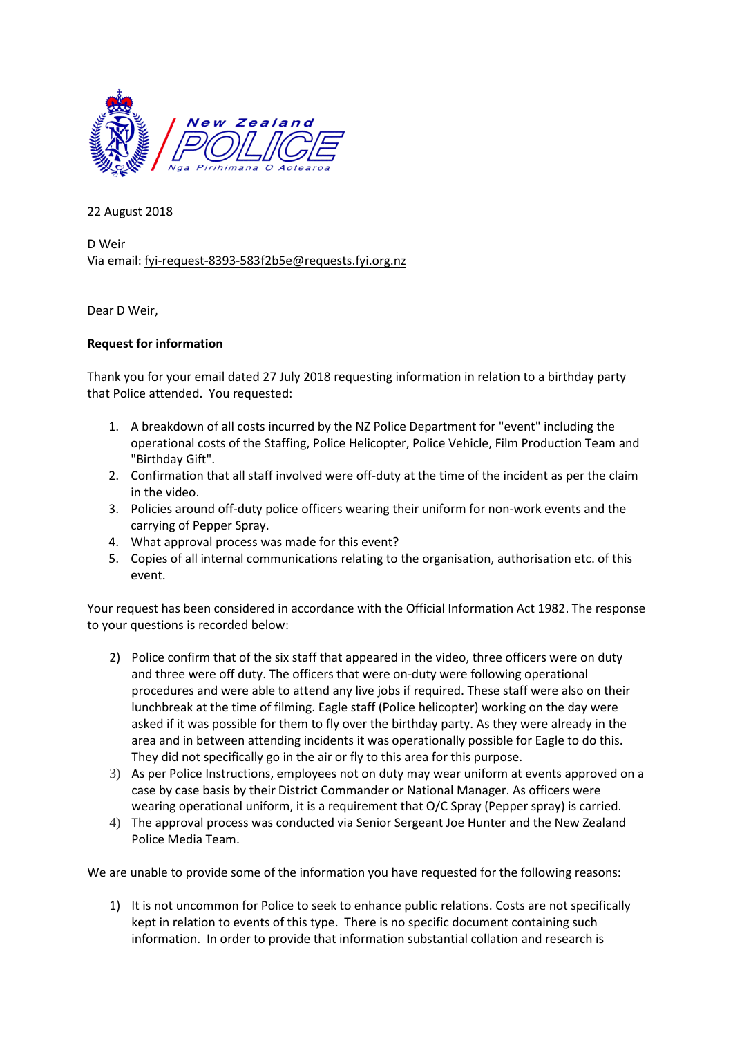New Zealand POLICE
Nga Pirihimana O Aotearoa

22 August 2018

D Weir
Via email: fyi-request-8393-583f2b5e@requests.fyi.org.nz

Dear D Weir,

**Request for information**

Thank you for your email dated 27 July 2018 requesting information in relation to a birthday party that Police attended. You requested:

1. A breakdown of all costs incurred by the NZ Police Department for "event" including the operational costs of the Staffing, Police Helicopter, Police Vehicle, Film Production Team and "Birthday Gift".
2. Confirmation that all staff involved were off-duty at the time of the incident as per the claim in the video.
3. Policies around off-duty police officers wearing their uniform for non-work events and the carrying of Pepper Spray.
4. What approval process was made for this event?
5. Copies of all internal communications relating to the organisation, authorisation etc. of this event.

Your request has been considered in accordance with the Official Information Act 1982. The response to your questions is recorded below:

2) Police confirm that of the six staff that appeared in the video, three officers were on duty and three were off duty. The officers that were on-duty were following operational procedures and were able to attend any live jobs if required. These staff were also on their lunchbreak at the time of filming. Eagle staff (Police helicopter) working on the day were asked if it was possible for them to fly over the birthday party. As they were already in the area and in between attending incidents it was operationally possible for Eagle to do this. They did not specifically go in the air or fly to this area for this purpose.
3) As per Police Instructions, employees not on duty may wear uniform at events approved on a case by case basis by their District Commander or National Manager. As officers were wearing operational uniform, it is a requirement that O/C Spray (Pepper spray) is carried.
4) The approval process was conducted via Senior Sergeant Joe Hunter and the New Zealand Police Media Team.

We are unable to provide some of the information you have requested for the following reasons:

1) It is not uncommon for Police to seek to enhance public relations. Costs are not specifically kept in relation to events of this type. There is no specific document containing such information. In order to provide that information substantial collation and research is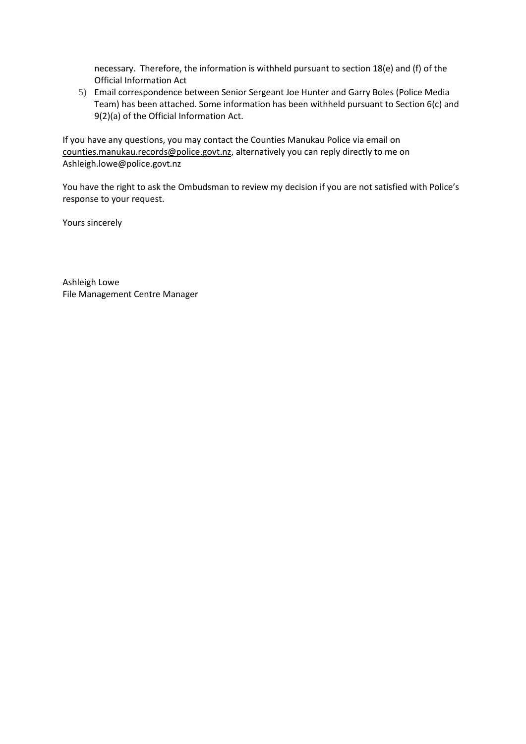necessary. Therefore, the information is withheld pursuant to section 18(e) and (f) of the Official Information Act

5) Email correspondence between Senior Sergeant Joe Hunter and Garry Boles (Police Media Team) has been attached. Some information has been withheld pursuant to Section 6(c) and 9(2)(a) of the Official Information Act.

If you have any questions, you may contact the Counties Manukau Police via email on counties.manukau.records@police.govt.nz, alternatively you can reply directly to me on Ashleigh.lowe@police.govt.nz

You have the right to ask the Ombudsman to review my decision if you are not satisfied with Police's response to your request.

Yours sincerely

Ashleigh Lowe
File Management Centre Manager